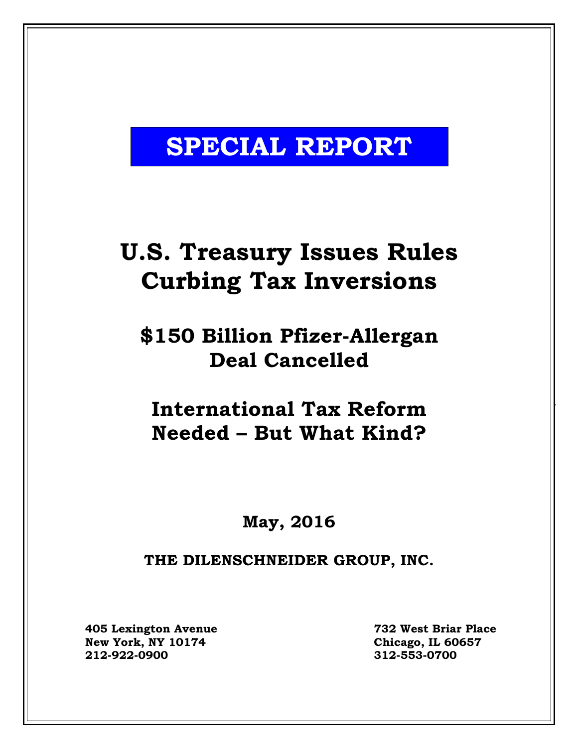# SPECIAL REPORT

# U.S. Treasury Issues Rules Curbing Tax Inversions

## $150 Billion Pfizer-Allergan Deal Cancelled

## International Tax Reform Needed – But What Kind?

**May, 2016**

**THE DILENSCHNEIDER GROUP, INC.**

**405 Lexington Avenue**
**New York, NY 10174**
**212-922-0900**

**732 West Briar Place**
**Chicago, IL 60657**
**312-553-0700**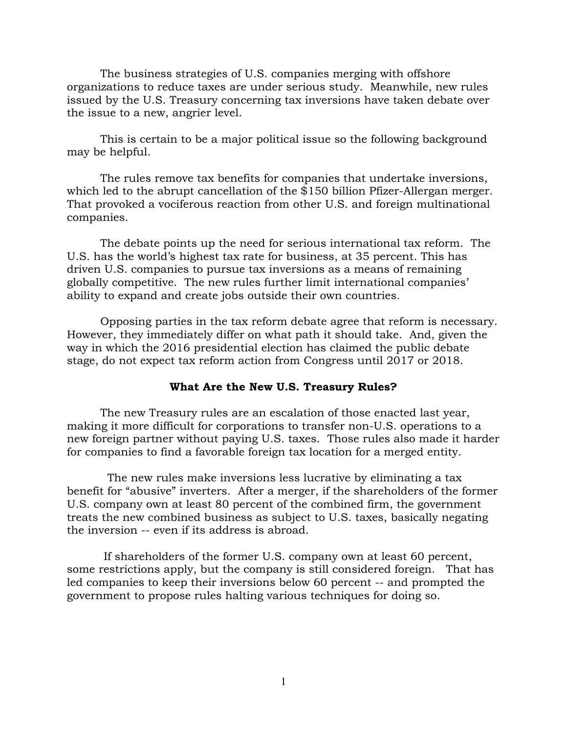The business strategies of U.S. companies merging with offshore organizations to reduce taxes are under serious study. Meanwhile, new rules issued by the U.S. Treasury concerning tax inversions have taken debate over the issue to a new, angrier level.

This is certain to be a major political issue so the following background may be helpful.

The rules remove tax benefits for companies that undertake inversions, which led to the abrupt cancellation of the $150 billion Pfizer-Allergan merger. That provoked a vociferous reaction from other U.S. and foreign multinational companies.

The debate points up the need for serious international tax reform. The U.S. has the world's highest tax rate for business, at 35 percent. This has driven U.S. companies to pursue tax inversions as a means of remaining globally competitive. The new rules further limit international companies' ability to expand and create jobs outside their own countries.

Opposing parties in the tax reform debate agree that reform is necessary. However, they immediately differ on what path it should take. And, given the way in which the 2016 presidential election has claimed the public debate stage, do not expect tax reform action from Congress until 2017 or 2018.

### What Are the New U.S. Treasury Rules?

The new Treasury rules are an escalation of those enacted last year, making it more difficult for corporations to transfer non-U.S. operations to a new foreign partner without paying U.S. taxes. Those rules also made it harder for companies to find a favorable foreign tax location for a merged entity.

The new rules make inversions less lucrative by eliminating a tax benefit for "abusive" inverters. After a merger, if the shareholders of the former U.S. company own at least 80 percent of the combined firm, the government treats the new combined business as subject to U.S. taxes, basically negating the inversion -- even if its address is abroad.

If shareholders of the former U.S. company own at least 60 percent, some restrictions apply, but the company is still considered foreign. That has led companies to keep their inversions below 60 percent -- and prompted the government to propose rules halting various techniques for doing so.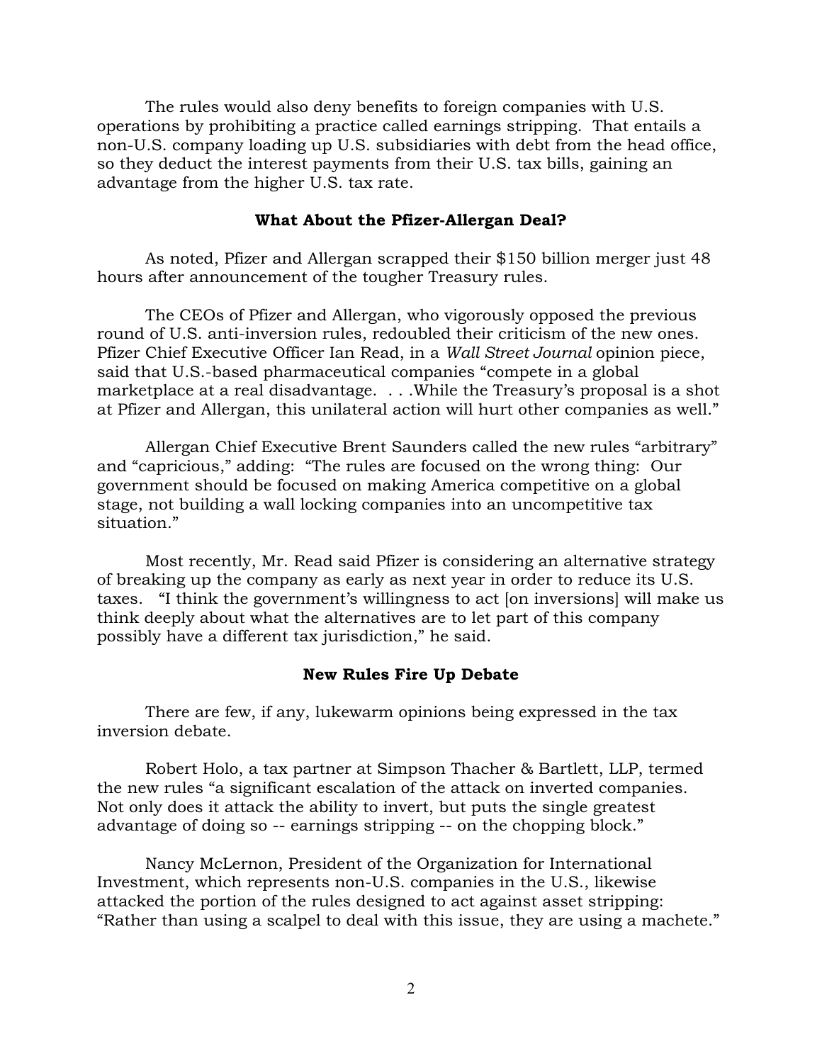The rules would also deny benefits to foreign companies with U.S. operations by prohibiting a practice called earnings stripping. That entails a non-U.S. company loading up U.S. subsidiaries with debt from the head office, so they deduct the interest payments from their U.S. tax bills, gaining an advantage from the higher U.S. tax rate.

## What About the Pfizer-Allergan Deal?

As noted, Pfizer and Allergan scrapped their $150 billion merger just 48 hours after announcement of the tougher Treasury rules.

The CEOs of Pfizer and Allergan, who vigorously opposed the previous round of U.S. anti-inversion rules, redoubled their criticism of the new ones. Pfizer Chief Executive Officer Ian Read, in a *Wall Street Journal* opinion piece, said that U.S.-based pharmaceutical companies "compete in a global marketplace at a real disadvantage. . . .While the Treasury's proposal is a shot at Pfizer and Allergan, this unilateral action will hurt other companies as well."

Allergan Chief Executive Brent Saunders called the new rules "arbitrary" and "capricious," adding: "The rules are focused on the wrong thing: Our government should be focused on making America competitive on a global stage, not building a wall locking companies into an uncompetitive tax situation."

Most recently, Mr. Read said Pfizer is considering an alternative strategy of breaking up the company as early as next year in order to reduce its U.S. taxes. "I think the government's willingness to act [on inversions] will make us think deeply about what the alternatives are to let part of this company possibly have a different tax jurisdiction," he said.

## New Rules Fire Up Debate

There are few, if any, lukewarm opinions being expressed in the tax inversion debate.

Robert Holo, a tax partner at Simpson Thacher & Bartlett, LLP, termed the new rules "a significant escalation of the attack on inverted companies. Not only does it attack the ability to invert, but puts the single greatest advantage of doing so -- earnings stripping -- on the chopping block."

Nancy McLernon, President of the Organization for International Investment, which represents non-U.S. companies in the U.S., likewise attacked the portion of the rules designed to act against asset stripping: "Rather than using a scalpel to deal with this issue, they are using a machete."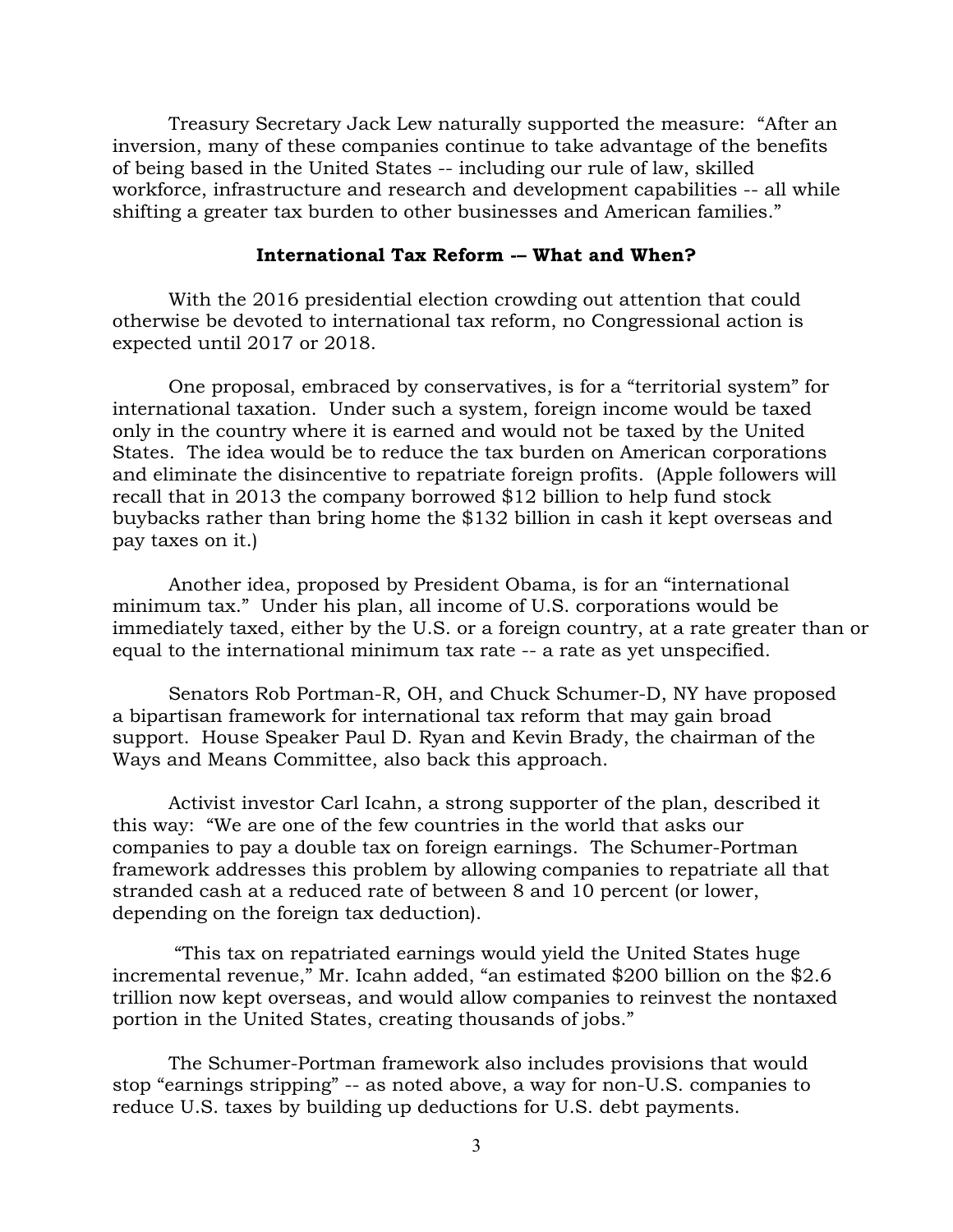Treasury Secretary Jack Lew naturally supported the measure: "After an inversion, many of these companies continue to take advantage of the benefits of being based in the United States -- including our rule of law, skilled workforce, infrastructure and research and development capabilities -- all while shifting a greater tax burden to other businesses and American families."

### International Tax Reform -– What and When?

With the 2016 presidential election crowding out attention that could otherwise be devoted to international tax reform, no Congressional action is expected until 2017 or 2018.

One proposal, embraced by conservatives, is for a "territorial system" for international taxation. Under such a system, foreign income would be taxed only in the country where it is earned and would not be taxed by the United States. The idea would be to reduce the tax burden on American corporations and eliminate the disincentive to repatriate foreign profits. (Apple followers will recall that in 2013 the company borrowed $12 billion to help fund stock buybacks rather than bring home the $132 billion in cash it kept overseas and pay taxes on it.)

Another idea, proposed by President Obama, is for an "international minimum tax." Under his plan, all income of U.S. corporations would be immediately taxed, either by the U.S. or a foreign country, at a rate greater than or equal to the international minimum tax rate -- a rate as yet unspecified.

Senators Rob Portman-R, OH, and Chuck Schumer-D, NY have proposed a bipartisan framework for international tax reform that may gain broad support. House Speaker Paul D. Ryan and Kevin Brady, the chairman of the Ways and Means Committee, also back this approach.

Activist investor Carl Icahn, a strong supporter of the plan, described it this way: "We are one of the few countries in the world that asks our companies to pay a double tax on foreign earnings. The Schumer-Portman framework addresses this problem by allowing companies to repatriate all that stranded cash at a reduced rate of between 8 and 10 percent (or lower, depending on the foreign tax deduction).

"This tax on repatriated earnings would yield the United States huge incremental revenue," Mr. Icahn added, "an estimated $200 billion on the $2.6 trillion now kept overseas, and would allow companies to reinvest the nontaxed portion in the United States, creating thousands of jobs."

The Schumer-Portman framework also includes provisions that would stop "earnings stripping" -- as noted above, a way for non-U.S. companies to reduce U.S. taxes by building up deductions for U.S. debt payments.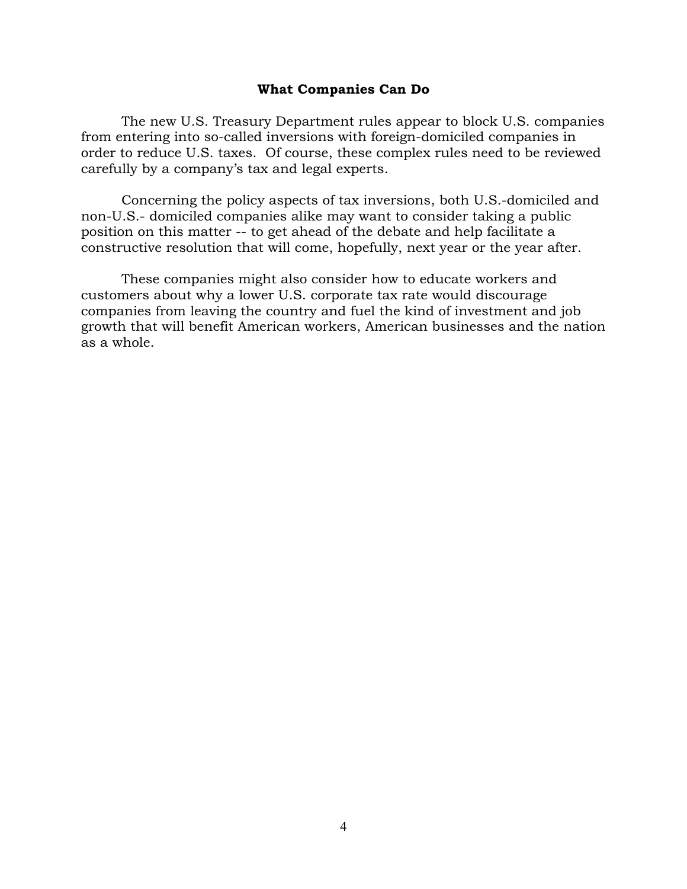## What Companies Can Do

The new U.S. Treasury Department rules appear to block U.S. companies from entering into so-called inversions with foreign-domiciled companies in order to reduce U.S. taxes. Of course, these complex rules need to be reviewed carefully by a company's tax and legal experts.

Concerning the policy aspects of tax inversions, both U.S.-domiciled and non-U.S.- domiciled companies alike may want to consider taking a public position on this matter -- to get ahead of the debate and help facilitate a constructive resolution that will come, hopefully, next year or the year after.

These companies might also consider how to educate workers and customers about why a lower U.S. corporate tax rate would discourage companies from leaving the country and fuel the kind of investment and job growth that will benefit American workers, American businesses and the nation as a whole.